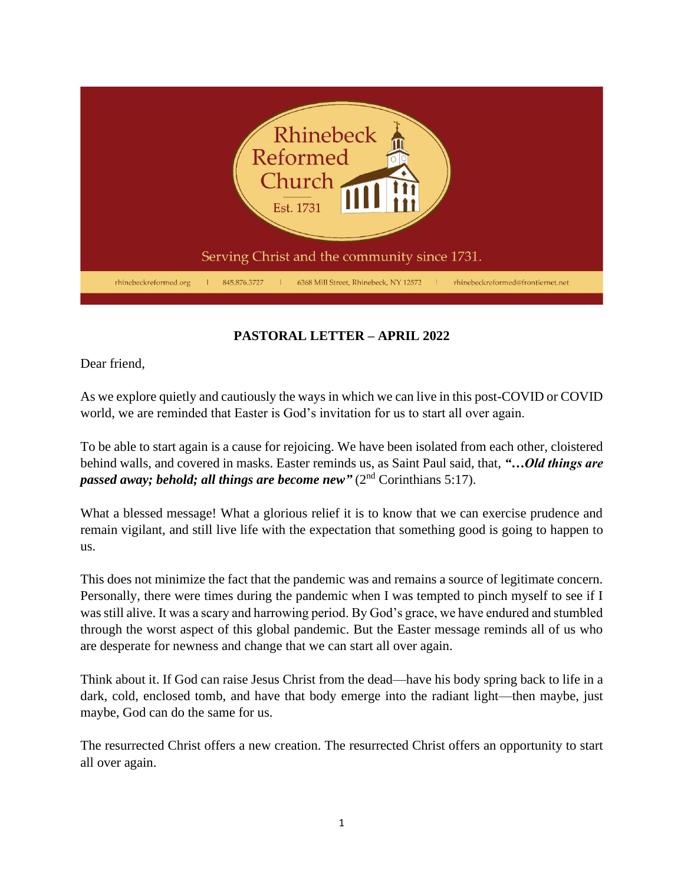Rhinebeck Reformed Church

Est. 1731

Serving Christ and the community since 1731.

rhinebeckreformed.org | 845.876.3727 | 6368 Mill Street, Rhinebeck, NY 12572 | rhinebeckreformed@frontiernet.net

**PASTORAL LETTER – APRIL 2022**

Dear friend,

As we explore quietly and cautiously the ways in which we can live in this post-COVID or COVID world, we are reminded that Easter is God's invitation for us to start all over again.

To be able to start again is a cause for rejoicing. We have been isolated from each other, cloistered behind walls, and covered in masks. Easter reminds us, as Saint Paul said, that, ***"…Old things are passed away; behold; all things are become new"*** (2nd Corinthians 5:17).

What a blessed message! What a glorious relief it is to know that we can exercise prudence and remain vigilant, and still live life with the expectation that something good is going to happen to us.

This does not minimize the fact that the pandemic was and remains a source of legitimate concern. Personally, there were times during the pandemic when I was tempted to pinch myself to see if I was still alive. It was a scary and harrowing period. By God's grace, we have endured and stumbled through the worst aspect of this global pandemic. But the Easter message reminds all of us who are desperate for newness and change that we can start all over again.

Think about it. If God can raise Jesus Christ from the dead—have his body spring back to life in a dark, cold, enclosed tomb, and have that body emerge into the radiant light—then maybe, just maybe, God can do the same for us.

The resurrected Christ offers a new creation. The resurrected Christ offers an opportunity to start all over again.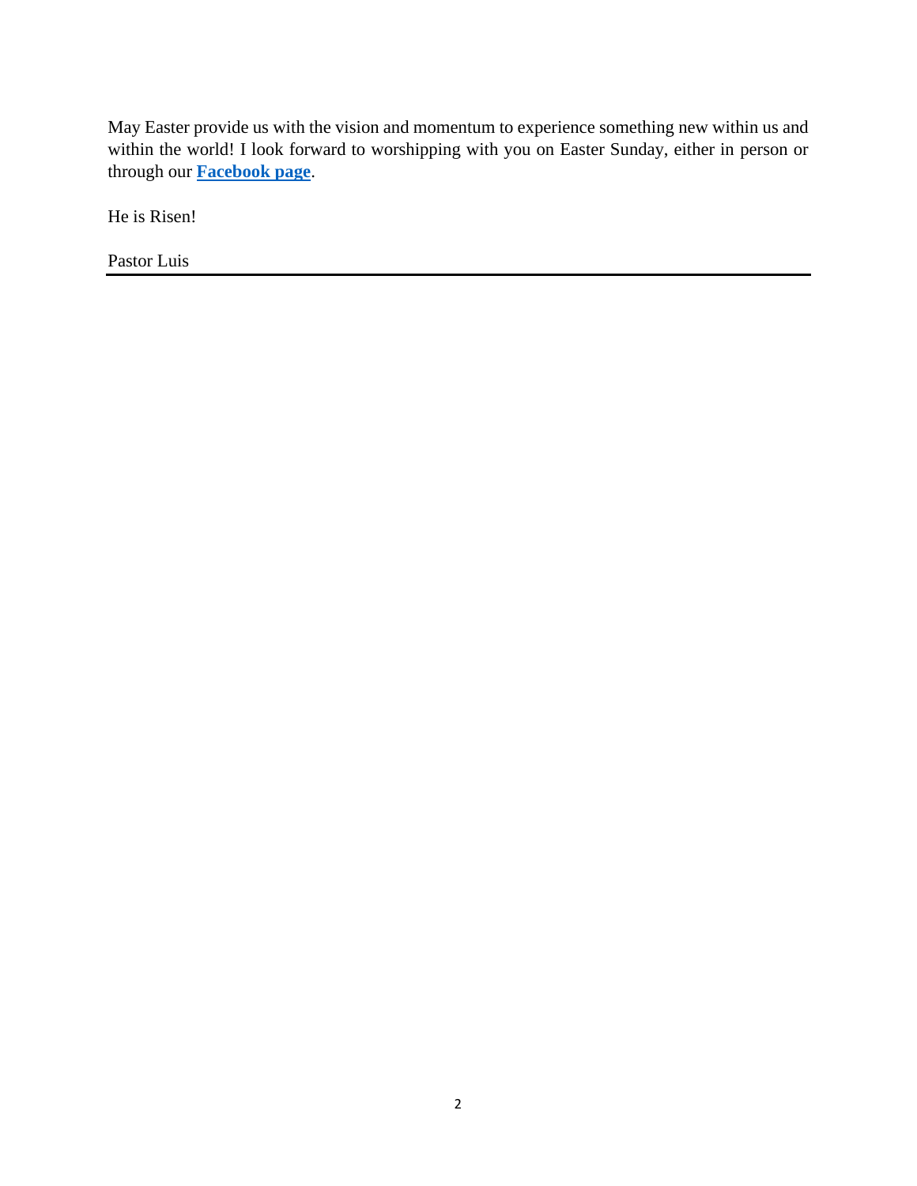May Easter provide us with the vision and momentum to experience something new within us and within the world! I look forward to worshipping with you on Easter Sunday, either in person or through our **Facebook page**.

He is Risen!

Pastor Luis

---